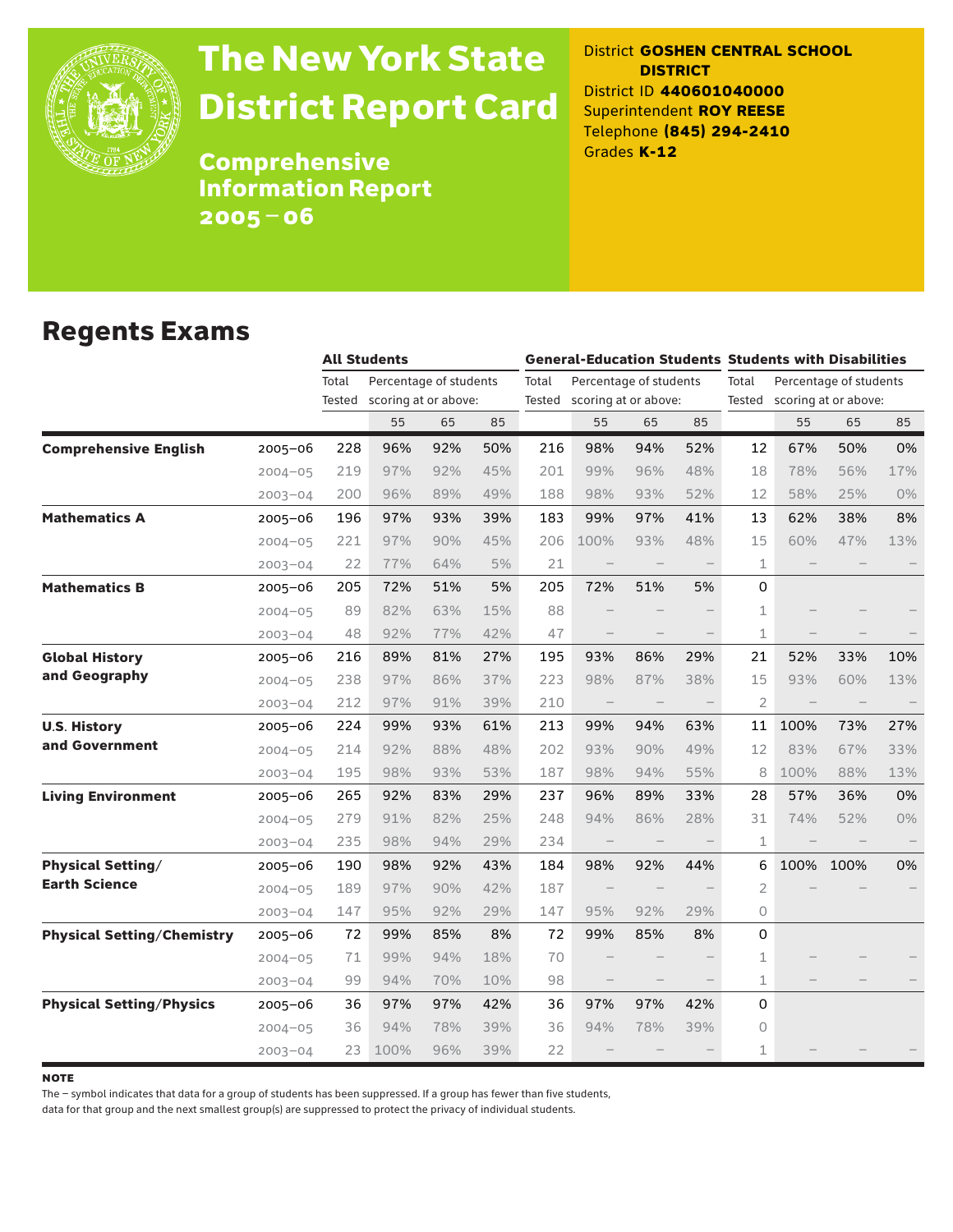# The New York State District Report Card

## Comprehensive Information Report 2005 – 06

District **GOSHEN CENTRAL SCHOOL DISTRICT**
District ID **440601040000**
Superintendent **ROY REESE**
Telephone **(845) 294-2410**
Grades **K-12**

## Regents Exams

| | | All Students | | | | General-Education Students | | | | Students with Disabilities | | | |
|---|---|---|---|---|---|---|---|---|---|---|---|---|---|
| | | Total Tested | Percentage of students scoring at or above: | | | Total Tested | Percentage of students scoring at or above: | | | Total Tested | Percentage of students scoring at or above: | | |
| | | | 55 | 65 | 85 | | 55 | 65 | 85 | | 55 | 65 | 85 |
| **Comprehensive English** | 2005–06 | 228 | 96% | 92% | 50% | 216 | 98% | 94% | 52% | 12 | 67% | 50% | 0% |
| | 2004–05 | 219 | 97% | 92% | 45% | 201 | 99% | 96% | 48% | 18 | 78% | 56% | 17% |
| | 2003–04 | 200 | 96% | 89% | 49% | 188 | 98% | 93% | 52% | 12 | 58% | 25% | 0% |
| **Mathematics A** | 2005–06 | 196 | 97% | 93% | 39% | 183 | 99% | 97% | 41% | 13 | 62% | 38% | 8% |
| | 2004–05 | 221 | 97% | 90% | 45% | 206 | 100% | 93% | 48% | 15 | 60% | 47% | 13% |
| | 2003–04 | 22 | 77% | 64% | 5% | 21 | – | – | – | 1 | – | – | – |
| **Mathematics B** | 2005–06 | 205 | 72% | 51% | 5% | 205 | 72% | 51% | 5% | 0 | | | |
| | 2004–05 | 89 | 82% | 63% | 15% | 88 | – | – | – | 1 | – | – | – |
| | 2003–04 | 48 | 92% | 77% | 42% | 47 | – | – | – | 1 | – | – | – |
| **Global History and Geography** | 2005–06 | 216 | 89% | 81% | 27% | 195 | 93% | 86% | 29% | 21 | 52% | 33% | 10% |
| | 2004–05 | 238 | 97% | 86% | 37% | 223 | 98% | 87% | 38% | 15 | 93% | 60% | 13% |
| | 2003–04 | 212 | 97% | 91% | 39% | 210 | – | – | – | 2 | – | – | – |
| **U.S. History and Government** | 2005–06 | 224 | 99% | 93% | 61% | 213 | 99% | 94% | 63% | 11 | 100% | 73% | 27% |
| | 2004–05 | 214 | 92% | 88% | 48% | 202 | 93% | 90% | 49% | 12 | 83% | 67% | 33% |
| | 2003–04 | 195 | 98% | 93% | 53% | 187 | 98% | 94% | 55% | 8 | 100% | 88% | 13% |
| **Living Environment** | 2005–06 | 265 | 92% | 83% | 29% | 237 | 96% | 89% | 33% | 28 | 57% | 36% | 0% |
| | 2004–05 | 279 | 91% | 82% | 25% | 248 | 94% | 86% | 28% | 31 | 74% | 52% | 0% |
| | 2003–04 | 235 | 98% | 94% | 29% | 234 | – | – | – | 1 | – | – | – |
| **Physical Setting/ Earth Science** | 2005–06 | 190 | 98% | 92% | 43% | 184 | 98% | 92% | 44% | 6 | 100% | 100% | 0% |
| | 2004–05 | 189 | 97% | 90% | 42% | 187 | – | – | – | 2 | – | – | – |
| | 2003–04 | 147 | 95% | 92% | 29% | 147 | 95% | 92% | 29% | 0 | | | |
| **Physical Setting/Chemistry** | 2005–06 | 72 | 99% | 85% | 8% | 72 | 99% | 85% | 8% | 0 | | | |
| | 2004–05 | 71 | 99% | 94% | 18% | 70 | – | – | – | 1 | – | – | – |
| | 2003–04 | 99 | 94% | 70% | 10% | 98 | – | – | – | 1 | – | – | – |
| **Physical Setting/Physics** | 2005–06 | 36 | 97% | 97% | 42% | 36 | 97% | 97% | 42% | 0 | | | |
| | 2004–05 | 36 | 94% | 78% | 39% | 36 | 94% | 78% | 39% | 0 | | | |
| | 2003–04 | 23 | 100% | 96% | 39% | 22 | – | – | – | 1 | – | – | – |

**NOTE**

The – symbol indicates that data for a group of students has been suppressed. If a group has fewer than five students, data for that group and the next smallest group(s) are suppressed to protect the privacy of individual students.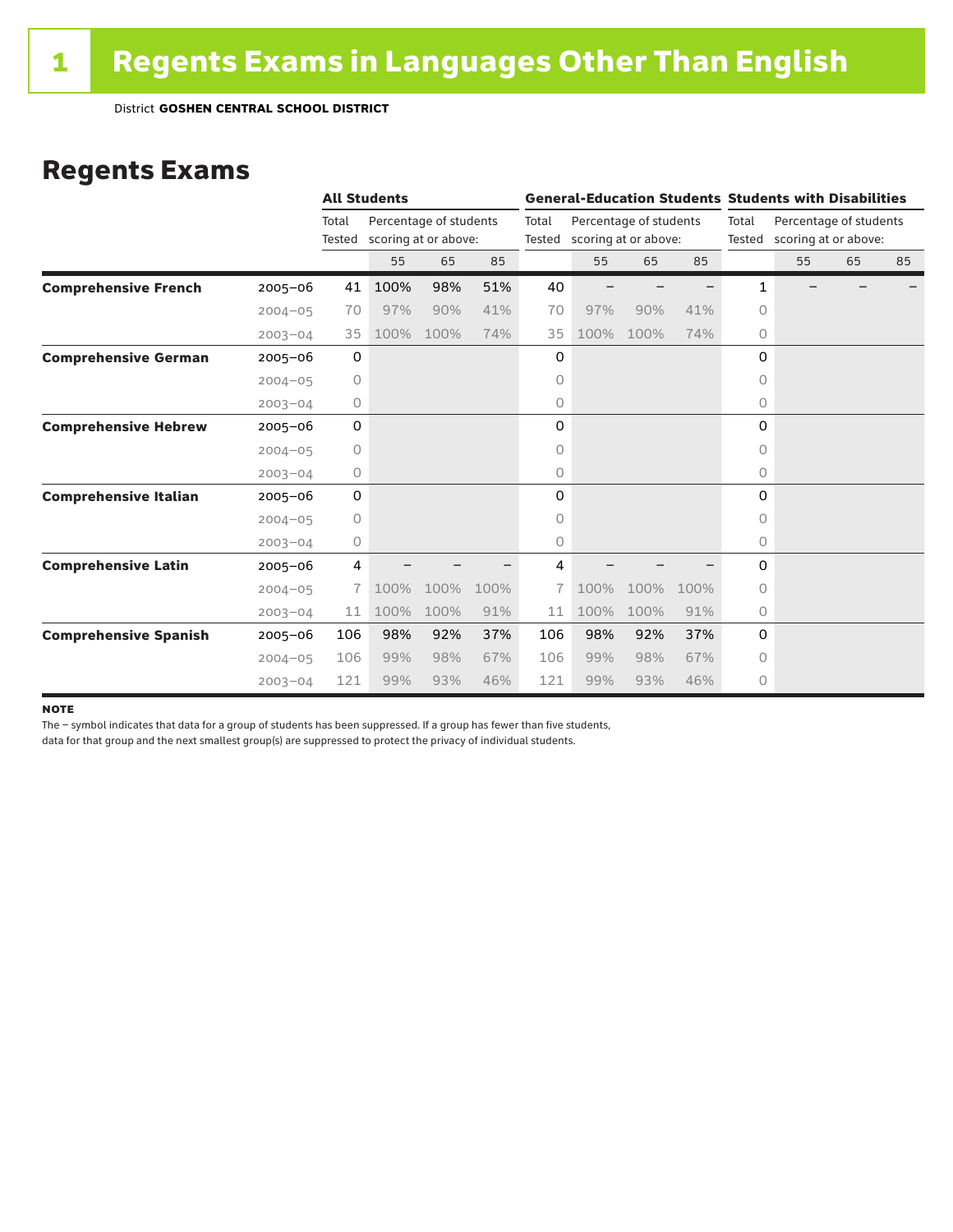# 1 Regents Exams in Languages Other Than English

District **GOSHEN CENTRAL SCHOOL DISTRICT**

## Regents Exams

| | | All Students | | | | General-Education Students | | | | Students with Disabilities | | | |
|---|---|---|---|---|---|---|---|---|---|---|---|---|---|
| | | Total Tested | Percentage of students scoring at or above: | | | Total Tested | Percentage of students scoring at or above: | | | Total Tested | Percentage of students scoring at or above: | | |
| | | | 55 | 65 | 85 | | 55 | 65 | 85 | | 55 | 65 | 85 |
| **Comprehensive French** | 2005–06 | 41 | 100% | 98% | 51% | 40 | – | – | – | 1 | – | – | – |
| | 2004–05 | 70 | 97% | 90% | 41% | 70 | 97% | 90% | 41% | 0 | | | |
| | 2003–04 | 35 | 100% | 100% | 74% | 35 | 100% | 100% | 74% | 0 | | | |
| **Comprehensive German** | 2005–06 | 0 | | | | 0 | | | | 0 | | | |
| | 2004–05 | 0 | | | | 0 | | | | 0 | | | |
| | 2003–04 | 0 | | | | 0 | | | | 0 | | | |
| **Comprehensive Hebrew** | 2005–06 | 0 | | | | 0 | | | | 0 | | | |
| | 2004–05 | 0 | | | | 0 | | | | 0 | | | |
| | 2003–04 | 0 | | | | 0 | | | | 0 | | | |
| **Comprehensive Italian** | 2005–06 | 0 | | | | 0 | | | | 0 | | | |
| | 2004–05 | 0 | | | | 0 | | | | 0 | | | |
| | 2003–04 | 0 | | | | 0 | | | | 0 | | | |
| **Comprehensive Latin** | 2005–06 | 4 | – | – | – | 4 | – | – | – | 0 | | | |
| | 2004–05 | 7 | 100% | 100% | 100% | 7 | 100% | 100% | 100% | 0 | | | |
| | 2003–04 | 11 | 100% | 100% | 91% | 11 | 100% | 100% | 91% | 0 | | | |
| **Comprehensive Spanish** | 2005–06 | 106 | 98% | 92% | 37% | 106 | 98% | 92% | 37% | 0 | | | |
| | 2004–05 | 106 | 99% | 98% | 67% | 106 | 99% | 98% | 67% | 0 | | | |
| | 2003–04 | 121 | 99% | 93% | 46% | 121 | 99% | 93% | 46% | 0 | | | |

**NOTE**

The – symbol indicates that data for a group of students has been suppressed. If a group has fewer than five students, data for that group and the next smallest group(s) are suppressed to protect the privacy of individual students.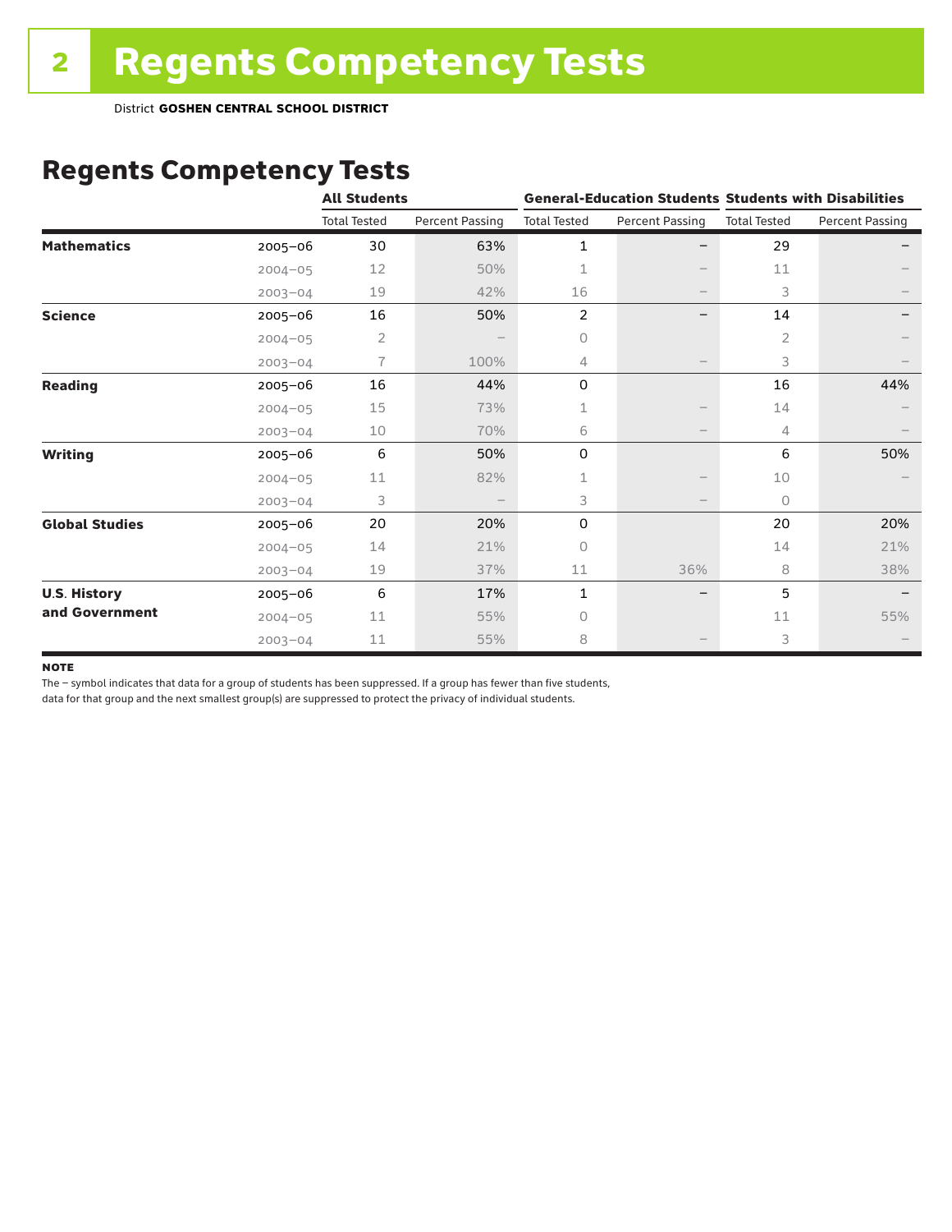District **GOSHEN CENTRAL SCHOOL DISTRICT**

## Regents Competency Tests

| | | All Students | | General-Education Students | | Students with Disabilities | |
|---|---|---|---|---|---|---|---|
| | | Total Tested | Percent Passing | Total Tested | Percent Passing | Total Tested | Percent Passing |
| **Mathematics** | 2005–06 | 30 | 63% | 1 | – | 29 | – |
| | 2004–05 | 12 | 50% | 1 | – | 11 | – |
| | 2003–04 | 19 | 42% | 16 | – | 3 | – |
| **Science** | 2005–06 | 16 | 50% | 2 | – | 14 | – |
| | 2004–05 | 2 | – | 0 | | 2 | – |
| | 2003–04 | 7 | 100% | 4 | – | 3 | – |
| **Reading** | 2005–06 | 16 | 44% | 0 | | 16 | 44% |
| | 2004–05 | 15 | 73% | 1 | – | 14 | – |
| | 2003–04 | 10 | 70% | 6 | – | 4 | – |
| **Writing** | 2005–06 | 6 | 50% | 0 | | 6 | 50% |
| | 2004–05 | 11 | 82% | 1 | – | 10 | – |
| | 2003–04 | 3 | – | 3 | – | 0 | |
| **Global Studies** | 2005–06 | 20 | 20% | 0 | | 20 | 20% |
| | 2004–05 | 14 | 21% | 0 | | 14 | 21% |
| | 2003–04 | 19 | 37% | 11 | 36% | 8 | 38% |
| **U.S. History and Government** | 2005–06 | 6 | 17% | 1 | – | 5 | – |
| | 2004–05 | 11 | 55% | 0 | | 11 | 55% |
| | 2003–04 | 11 | 55% | 8 | – | 3 | – |

**NOTE**

The – symbol indicates that data for a group of students has been suppressed. If a group has fewer than five students, data for that group and the next smallest group(s) are suppressed to protect the privacy of individual students.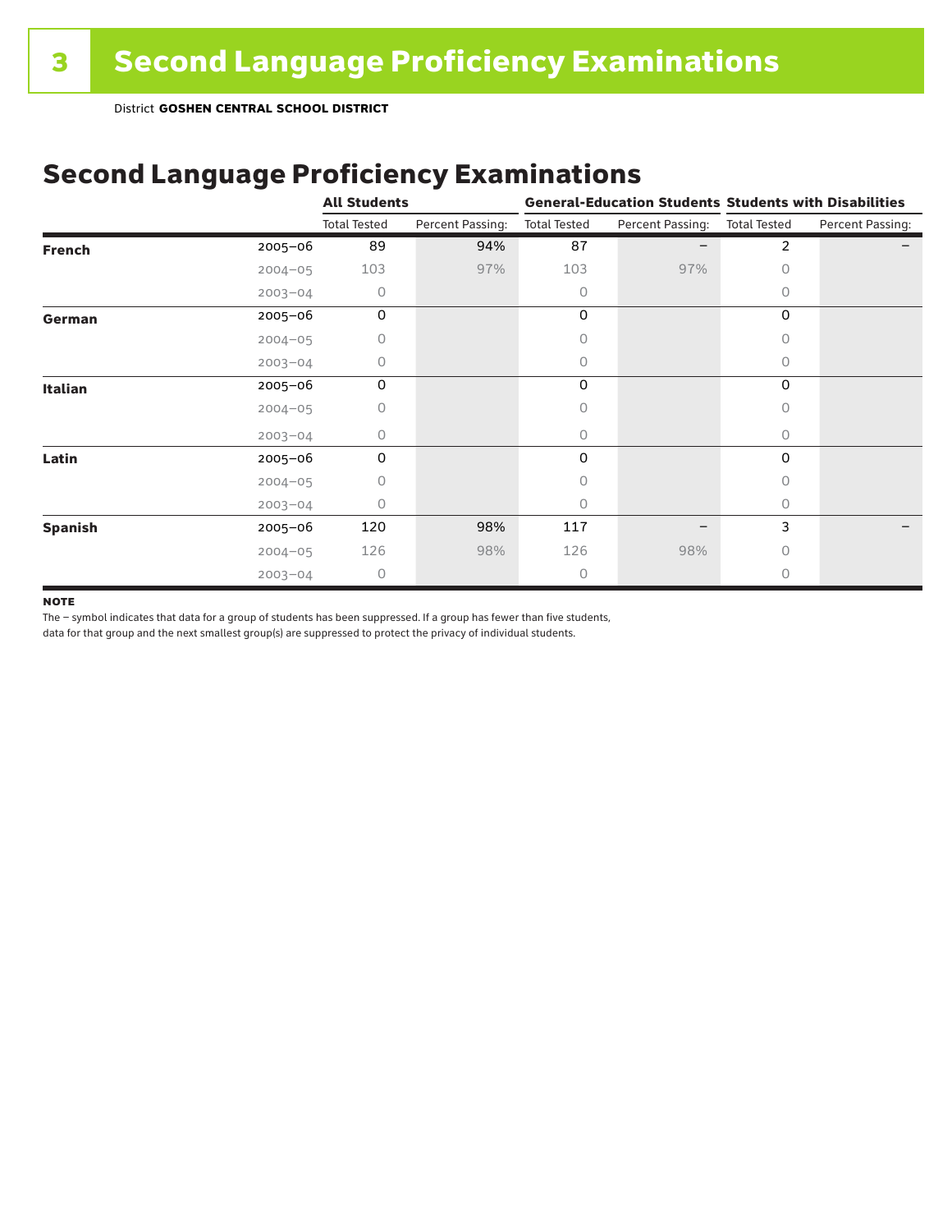District **GOSHEN CENTRAL SCHOOL DISTRICT**

## Second Language Proficiency Examinations

| | | All Students | | General-Education Students | | Students with Disabilities | |
|---|---|---|---|---|---|---|---|
| | | Total Tested | Percent Passing: | Total Tested | Percent Passing: | Total Tested | Percent Passing: |
| **French** | 2005–06 | 89 | 94% | 87 | – | 2 | – |
| | 2004–05 | 103 | 97% | 103 | 97% | 0 | |
| | 2003–04 | 0 | | 0 | | 0 | |
| **German** | 2005–06 | 0 | | 0 | | 0 | |
| | 2004–05 | 0 | | 0 | | 0 | |
| | 2003–04 | 0 | | 0 | | 0 | |
| **Italian** | 2005–06 | 0 | | 0 | | 0 | |
| | 2004–05 | 0 | | 0 | | 0 | |
| | 2003–04 | 0 | | 0 | | 0 | |
| **Latin** | 2005–06 | 0 | | 0 | | 0 | |
| | 2004–05 | 0 | | 0 | | 0 | |
| | 2003–04 | 0 | | 0 | | 0 | |
| **Spanish** | 2005–06 | 120 | 98% | 117 | – | 3 | – |
| | 2004–05 | 126 | 98% | 126 | 98% | 0 | |
| | 2003–04 | 0 | | 0 | | 0 | |

**NOTE**

The – symbol indicates that data for a group of students has been suppressed. If a group has fewer than five students, data for that group and the next smallest group(s) are suppressed to protect the privacy of individual students.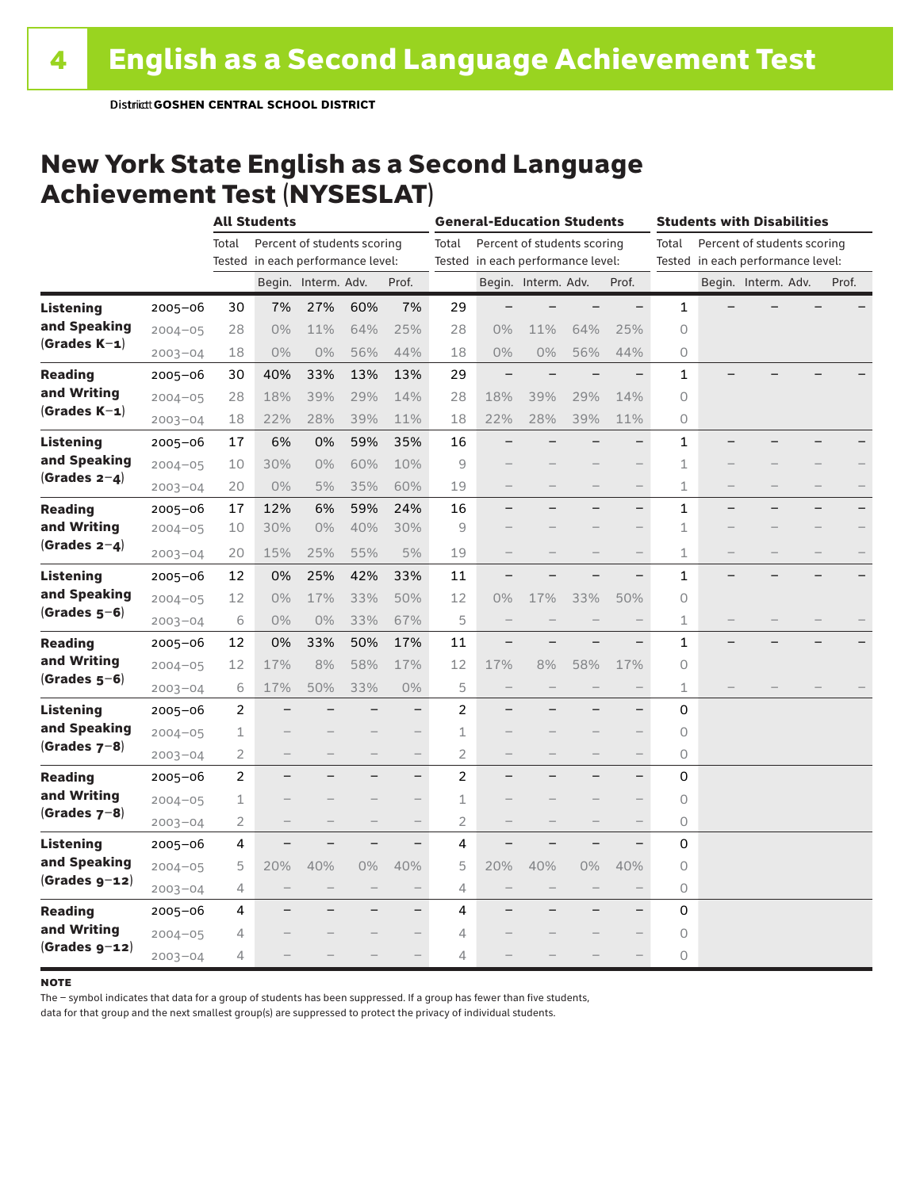District GOSHEN CENTRAL SCHOOL DISTRICT

# New York State English as a Second Language Achievement Test (NYSESLAT)

| | | All Students | | | | | General-Education Students | | | | | Students with Disabilities | | | | |
|---|---|---|---|---|---|---|---|---|---|---|---|---|---|---|---|---|
| | | Total Tested | Percent of students scoring in each performance level: | | | | Total Tested | Percent of students scoring in each performance level: | | | | Total Tested | Percent of students scoring in each performance level: | | | |
| | | | Begin. | Interm. | Adv. | Prof. | | Begin. | Interm. | Adv. | Prof. | | Begin. | Interm. | Adv. | Prof. |
| **Listening and Speaking (Grades K–1)** | 2005–06 | 30 | 7% | 27% | 60% | 7% | 29 | – | – | – | – | 1 | – | – | – | – |
| | 2004–05 | 28 | 0% | 11% | 64% | 25% | 28 | 0% | 11% | 64% | 25% | 0 | | | | |
| | 2003–04 | 18 | 0% | 0% | 56% | 44% | 18 | 0% | 0% | 56% | 44% | 0 | | | | |
| **Reading and Writing (Grades K–1)** | 2005–06 | 30 | 40% | 33% | 13% | 13% | 29 | – | – | – | – | 1 | – | – | – | – |
| | 2004–05 | 28 | 18% | 39% | 29% | 14% | 28 | 18% | 39% | 29% | 14% | 0 | | | | |
| | 2003–04 | 18 | 22% | 28% | 39% | 11% | 18 | 22% | 28% | 39% | 11% | 0 | | | | |
| **Listening and Speaking (Grades 2–4)** | 2005–06 | 17 | 6% | 0% | 59% | 35% | 16 | – | – | – | – | 1 | – | – | – | – |
| | 2004–05 | 10 | 30% | 0% | 60% | 10% | 9 | – | – | – | – | 1 | – | – | – | – |
| | 2003–04 | 20 | 0% | 5% | 35% | 60% | 19 | – | – | – | – | 1 | – | – | – | – |
| **Reading and Writing (Grades 2–4)** | 2005–06 | 17 | 12% | 6% | 59% | 24% | 16 | – | – | – | – | 1 | – | – | – | – |
| | 2004–05 | 10 | 30% | 0% | 40% | 30% | 9 | – | – | – | – | 1 | – | – | – | – |
| | 2003–04 | 20 | 15% | 25% | 55% | 5% | 19 | – | – | – | – | 1 | – | – | – | – |
| **Listening and Speaking (Grades 5–6)** | 2005–06 | 12 | 0% | 25% | 42% | 33% | 11 | – | – | – | – | 1 | – | – | – | – |
| | 2004–05 | 12 | 0% | 17% | 33% | 50% | 12 | 0% | 17% | 33% | 50% | 0 | | | | |
| | 2003–04 | 6 | 0% | 0% | 33% | 67% | 5 | – | – | – | – | 1 | – | – | – | – |
| **Reading and Writing (Grades 5–6)** | 2005–06 | 12 | 0% | 33% | 50% | 17% | 11 | – | – | – | – | 1 | – | – | – | – |
| | 2004–05 | 12 | 17% | 8% | 58% | 17% | 12 | 17% | 8% | 58% | 17% | 0 | | | | |
| | 2003–04 | 6 | 17% | 50% | 33% | 0% | 5 | – | – | – | – | 1 | – | – | – | – |
| **Listening and Speaking (Grades 7–8)** | 2005–06 | 2 | – | – | – | – | 2 | – | – | – | – | 0 | | | | |
| | 2004–05 | 1 | – | – | – | – | 1 | – | – | – | – | 0 | | | | |
| | 2003–04 | 2 | – | – | – | – | 2 | – | – | – | – | 0 | | | | |
| **Reading and Writing (Grades 7–8)** | 2005–06 | 2 | – | – | – | – | 2 | – | – | – | – | 0 | | | | |
| | 2004–05 | 1 | – | – | – | – | 1 | – | – | – | – | 0 | | | | |
| | 2003–04 | 2 | – | – | – | – | 2 | – | – | – | – | 0 | | | | |
| **Listening and Speaking (Grades 9–12)** | 2005–06 | 4 | – | – | – | – | 4 | – | – | – | – | 0 | | | | |
| | 2004–05 | 5 | 20% | 40% | 0% | 40% | 5 | 20% | 40% | 0% | 40% | 0 | | | | |
| | 2003–04 | 4 | – | – | – | – | 4 | – | – | – | – | 0 | | | | |
| **Reading and Writing (Grades 9–12)** | 2005–06 | 4 | – | – | – | – | 4 | – | – | – | – | 0 | | | | |
| | 2004–05 | 4 | – | – | – | – | 4 | – | – | – | – | 0 | | | | |
| | 2003–04 | 4 | – | – | – | – | 4 | – | – | – | – | 0 | | | | |

**NOTE**

The – symbol indicates that data for a group of students has been suppressed. If a group has fewer than five students, data for that group and the next smallest group(s) are suppressed to protect the privacy of individual students.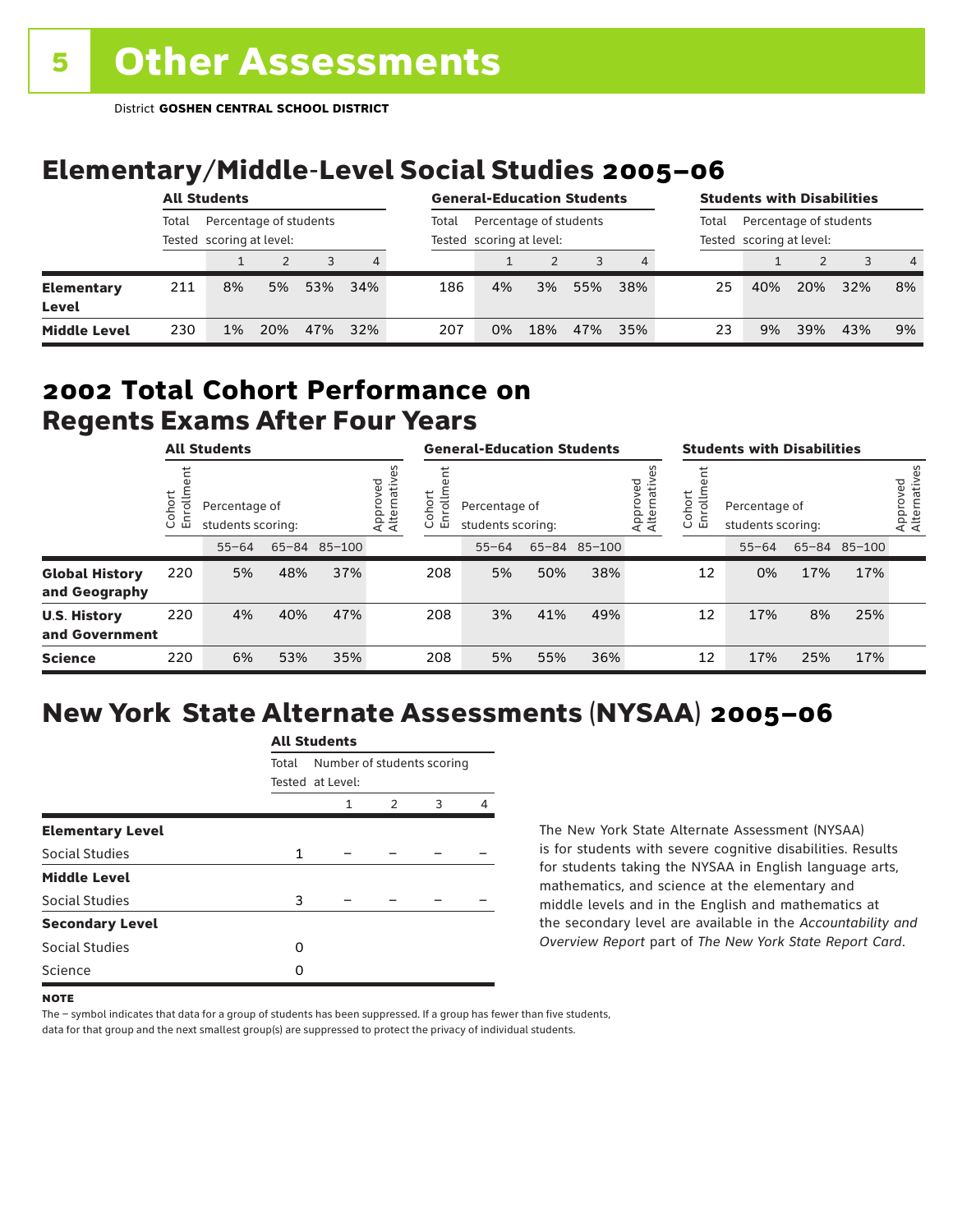# 5 Other Assessments

District **GOSHEN CENTRAL SCHOOL DISTRICT**

## Elementary/Middle-Level Social Studies 2005–06

| | All Students | | | | | General-Education Students | | | | | Students with Disabilities | | | | |
|---|---|---|---|---|---|---|---|---|---|---|---|---|---|---|---|
| | Total Tested | Percentage of students scoring at level: | | | | Total Tested | Percentage of students scoring at level: | | | | Total Tested | Percentage of students scoring at level: | | | |
| | | 1 | 2 | 3 | 4 | | 1 | 2 | 3 | 4 | | 1 | 2 | 3 | 4 |
| **Elementary Level** | 211 | 8% | 5% | 53% | 34% | 186 | 4% | 3% | 55% | 38% | 25 | 40% | 20% | 32% | 8% |
| **Middle Level** | 230 | 1% | 20% | 47% | 32% | 207 | 0% | 18% | 47% | 35% | 23 | 9% | 39% | 43% | 9% |

## 2002 Total Cohort Performance on Regents Exams After Four Years

| | All Students | | | | | General-Education Students | | | | | Students with Disabilities | | | | |
|---|---|---|---|---|---|---|---|---|---|---|---|---|---|---|---|
| | Cohort Enrollment | Percentage of students scoring: | | | Approved Alternatives | Cohort Enrollment | Percentage of students scoring: | | | Approved Alternatives | Cohort Enrollment | Percentage of students scoring: | | | Approved Alternatives |
| | | 55–64 | 65–84 | 85–100 | | | 55–64 | 65–84 | 85–100 | | | 55–64 | 65–84 | 85–100 | |
| **Global History and Geography** | 220 | 5% | 48% | 37% | | 208 | 5% | 50% | 38% | | 12 | 0% | 17% | 17% | |
| **U.S. History and Government** | 220 | 4% | 40% | 47% | | 208 | 3% | 41% | 49% | | 12 | 17% | 8% | 25% | |
| **Science** | 220 | 6% | 53% | 35% | | 208 | 5% | 55% | 36% | | 12 | 17% | 25% | 17% | |

## New York State Alternate Assessments (NYSAA) 2005–06

| | All Students | | | | |
|---|---|---|---|---|---|
| | Total Tested | Number of students scoring at Level: | | | |
| | | 1 | 2 | 3 | 4 |
| **Elementary Level** | | | | | |
| Social Studies | 1 | – | – | – | – |
| **Middle Level** | | | | | |
| Social Studies | 3 | – | – | – | – |
| **Secondary Level** | | | | | |
| Social Studies | 0 | | | | |
| Science | 0 | | | | |

The New York State Alternate Assessment (NYSAA) is for students with severe cognitive disabilities. Results for students taking the NYSAA in English language arts, mathematics, and science at the elementary and middle levels and in the English and mathematics at the secondary level are available in the *Accountability and Overview Report* part of *The New York State Report Card*.

**NOTE**

The – symbol indicates that data for a group of students has been suppressed. If a group has fewer than five students, data for that group and the next smallest group(s) are suppressed to protect the privacy of individual students.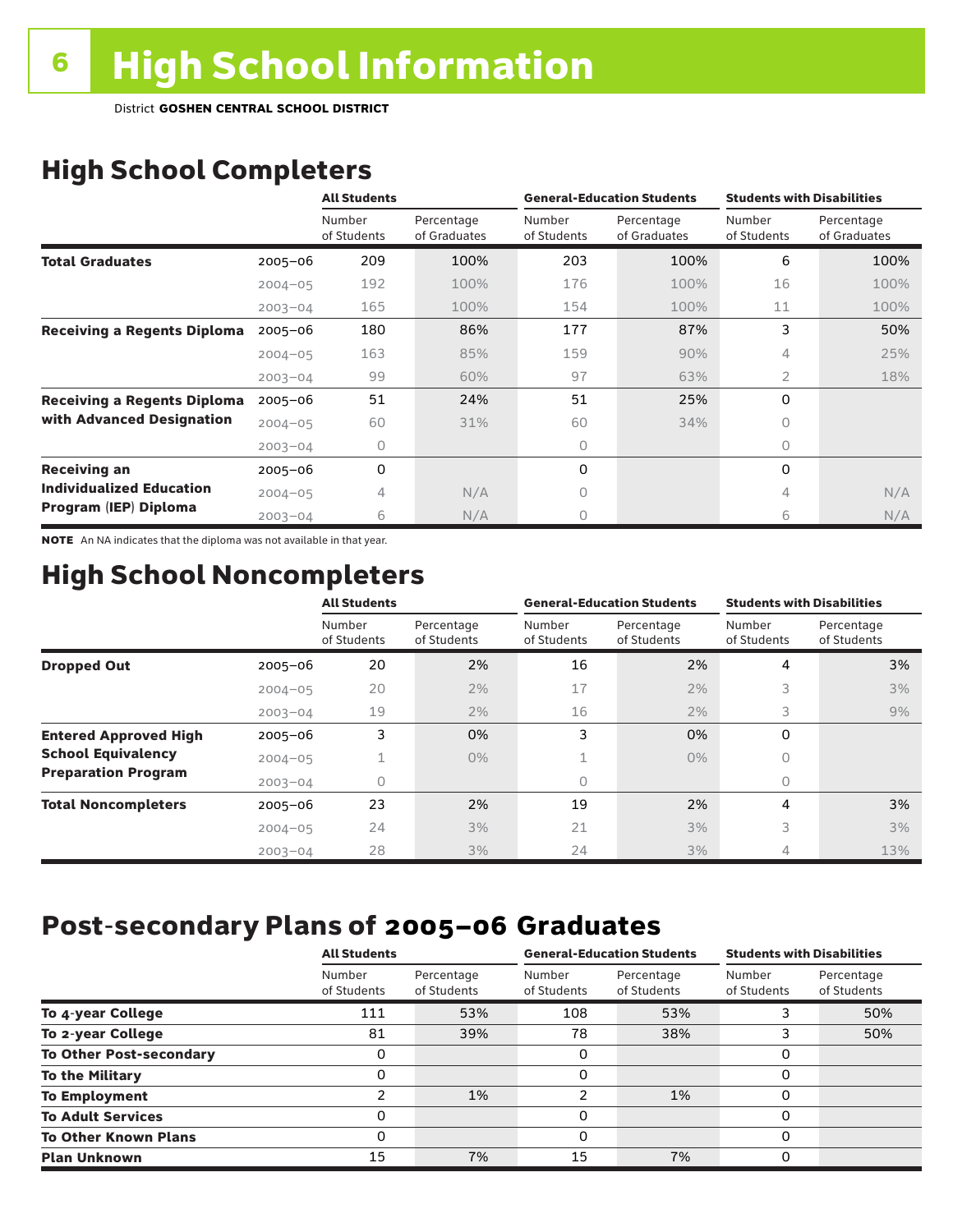# 6 High School Information

District **GOSHEN CENTRAL SCHOOL DISTRICT**

## High School Completers

| | | All Students | | General-Education Students | | Students with Disabilities | |
|---|---|---|---|---|---|---|---|
| | | Number of Students | Percentage of Graduates | Number of Students | Percentage of Graduates | Number of Students | Percentage of Graduates |
| **Total Graduates** | 2005–06 | 209 | 100% | 203 | 100% | 6 | 100% |
| | 2004–05 | 192 | 100% | 176 | 100% | 16 | 100% |
| | 2003–04 | 165 | 100% | 154 | 100% | 11 | 100% |
| **Receiving a Regents Diploma** | 2005–06 | 180 | 86% | 177 | 87% | 3 | 50% |
| | 2004–05 | 163 | 85% | 159 | 90% | 4 | 25% |
| | 2003–04 | 99 | 60% | 97 | 63% | 2 | 18% |
| **Receiving a Regents Diploma with Advanced Designation** | 2005–06 | 51 | 24% | 51 | 25% | 0 | |
| | 2004–05 | 60 | 31% | 60 | 34% | 0 | |
| | 2003–04 | 0 | | 0 | | 0 | |
| **Receiving an Individualized Education Program (IEP) Diploma** | 2005–06 | 0 | | 0 | | 0 | |
| | 2004–05 | 4 | N/A | 0 | | 4 | N/A |
| | 2003–04 | 6 | N/A | 0 | | 6 | N/A |

**NOTE** An NA indicates that the diploma was not available in that year.

## High School Noncompleters

| | | All Students | | General-Education Students | | Students with Disabilities | |
|---|---|---|---|---|---|---|---|
| | | Number of Students | Percentage of Students | Number of Students | Percentage of Students | Number of Students | Percentage of Students |
| **Dropped Out** | 2005–06 | 20 | 2% | 16 | 2% | 4 | 3% |
| | 2004–05 | 20 | 2% | 17 | 2% | 3 | 3% |
| | 2003–04 | 19 | 2% | 16 | 2% | 3 | 9% |
| **Entered Approved High School Equivalency Preparation Program** | 2005–06 | 3 | 0% | 3 | 0% | 0 | |
| | 2004–05 | 1 | 0% | 1 | 0% | 0 | |
| | 2003–04 | 0 | | 0 | | 0 | |
| **Total Noncompleters** | 2005–06 | 23 | 2% | 19 | 2% | 4 | 3% |
| | 2004–05 | 24 | 3% | 21 | 3% | 3 | 3% |
| | 2003–04 | 28 | 3% | 24 | 3% | 4 | 13% |

## Post-secondary Plans of 2005–06 Graduates

| | All Students | | General-Education Students | | Students with Disabilities | |
|---|---|---|---|---|---|---|
| | Number of Students | Percentage of Students | Number of Students | Percentage of Students | Number of Students | Percentage of Students |
| **To 4-year College** | 111 | 53% | 108 | 53% | 3 | 50% |
| **To 2-year College** | 81 | 39% | 78 | 38% | 3 | 50% |
| **To Other Post-secondary** | 0 | | 0 | | 0 | |
| **To the Military** | 0 | | 0 | | 0 | |
| **To Employment** | 2 | 1% | 2 | 1% | 0 | |
| **To Adult Services** | 0 | | 0 | | 0 | |
| **To Other Known Plans** | 0 | | 0 | | 0 | |
| **Plan Unknown** | 15 | 7% | 15 | 7% | 0 | |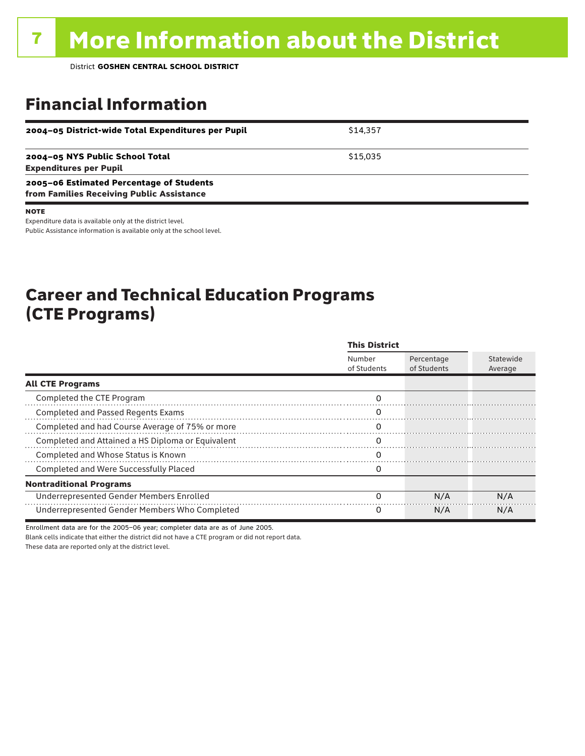# 7 More Information about the District

District **GOSHEN CENTRAL SCHOOL DISTRICT**

## Financial Information

| | |
|---|---|
| **2004–05 District-wide Total Expenditures per Pupil** | $14,357 |
| **2004–05 NYS Public School Total Expenditures per Pupil** | $15,035 |
| **2005–06 Estimated Percentage of Students from Families Receiving Public Assistance** | |

**NOTE**

Expenditure data is available only at the district level.
Public Assistance information is available only at the school level.

## Career and Technical Education Programs (CTE Programs)

| | This District | | |
|---|---|---|---|
| | Number of Students | Percentage of Students | Statewide Average |
| **All CTE Programs** | | | |
| Completed the CTE Program | 0 | | |
| Completed and Passed Regents Exams | 0 | | |
| Completed and had Course Average of 75% or more | 0 | | |
| Completed and Attained a HS Diploma or Equivalent | 0 | | |
| Completed and Whose Status is Known | 0 | | |
| Completed and Were Successfully Placed | 0 | | |
| **Nontraditional Programs** | | | |
| Underrepresented Gender Members Enrolled | 0 | N/A | N/A |
| Underrepresented Gender Members Who Completed | 0 | N/A | N/A |

Enrollment data are for the 2005–06 year; completer data are as of June 2005.
Blank cells indicate that either the district did not have a CTE program or did not report data.
These data are reported only at the district level.